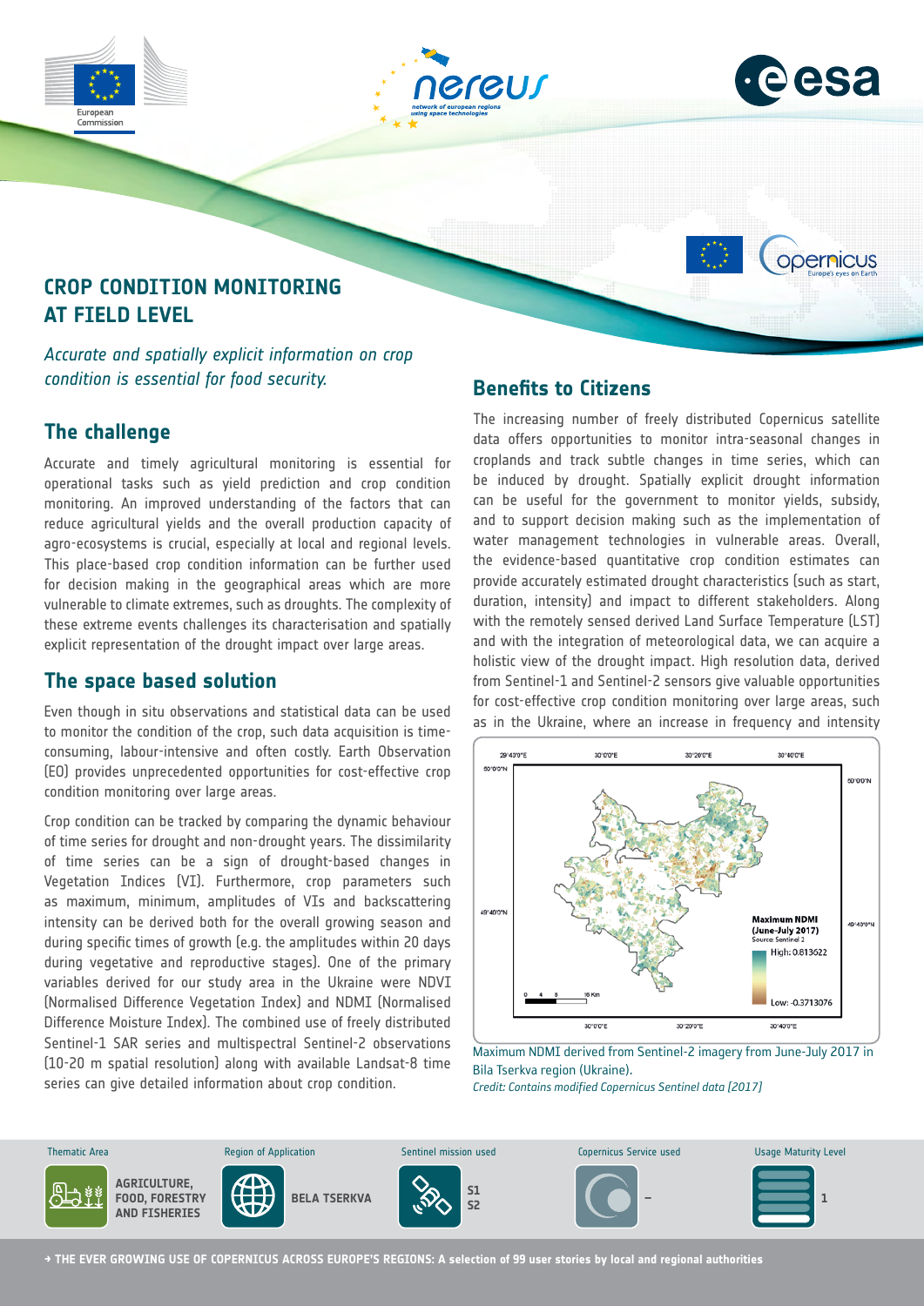# CROP CONDITION MONITORING AT FIELD LEVEL

*Accurate and spatially explicit information on crop condition is essential for food security.*

## The challenge

Accurate and timely agricultural monitoring is essential for operational tasks such as yield prediction and crop condition monitoring. An improved understanding of the factors that can reduce agricultural yields and the overall production capacity of agro-ecosystems is crucial, especially at local and regional levels. This place-based crop condition information can be further used for decision making in the geographical areas which are more vulnerable to climate extremes, such as droughts. The complexity of these extreme events challenges its characterisation and spatially explicit representation of the drought impact over large areas.

## The space based solution

Even though in situ observations and statistical data can be used to monitor the condition of the crop, such data acquisition is time-consuming, labour-intensive and often costly. Earth Observation (EO) provides unprecedented opportunities for cost-effective crop condition monitoring over large areas.

Crop condition can be tracked by comparing the dynamic behaviour of time series for drought and non-drought years. The dissimilarity of time series can be a sign of drought-based changes in Vegetation Indices (VI). Furthermore, crop parameters such as maximum, minimum, amplitudes of VIs and backscattering intensity can be derived both for the overall growing season and during specific times of growth (e.g. the amplitudes within 20 days during vegetative and reproductive stages). One of the primary variables derived for our study area in the Ukraine were NDVI (Normalised Difference Vegetation Index) and NDMI (Normalised Difference Moisture Index). The combined use of freely distributed Sentinel-1 SAR series and multispectral Sentinel-2 observations (10-20 m spatial resolution) along with available Landsat-8 time series can give detailed information about crop condition.

## Benefits to Citizens

The increasing number of freely distributed Copernicus satellite data offers opportunities to monitor intra-seasonal changes in croplands and track subtle changes in time series, which can be induced by drought. Spatially explicit drought information can be useful for the government to monitor yields, subsidy, and to support decision making such as the implementation of water management technologies in vulnerable areas. Overall, the evidence-based quantitative crop condition estimates can provide accurately estimated drought characteristics (such as start, duration, intensity) and impact to different stakeholders. Along with the remotely sensed derived Land Surface Temperature (LST) and with the integration of meteorological data, we can acquire a holistic view of the drought impact. High resolution data, derived from Sentinel-1 and Sentinel-2 sensors give valuable opportunities for cost-effective crop condition monitoring over large areas, such as in the Ukraine, where an increase in frequency and intensity

Maximum NDMI derived from Sentinel-2 imagery from June-July 2017 in Bila Tserkva region (Ukraine).
*Credit: Contains modified Copernicus Sentinel data [2017]*

| Thematic Area | Region of Application | Sentinel mission used | Copernicus Service used | Usage Maturity Level |
|---|---|---|---|---|
| AGRICULTURE, FOOD, FORESTRY AND FISHERIES | BELA TSERKVA | S1 S2 | – | 1 |

→ THE EVER GROWING USE OF COPERNICUS ACROSS EUROPE'S REGIONS: A selection of 99 user stories by local and regional authorities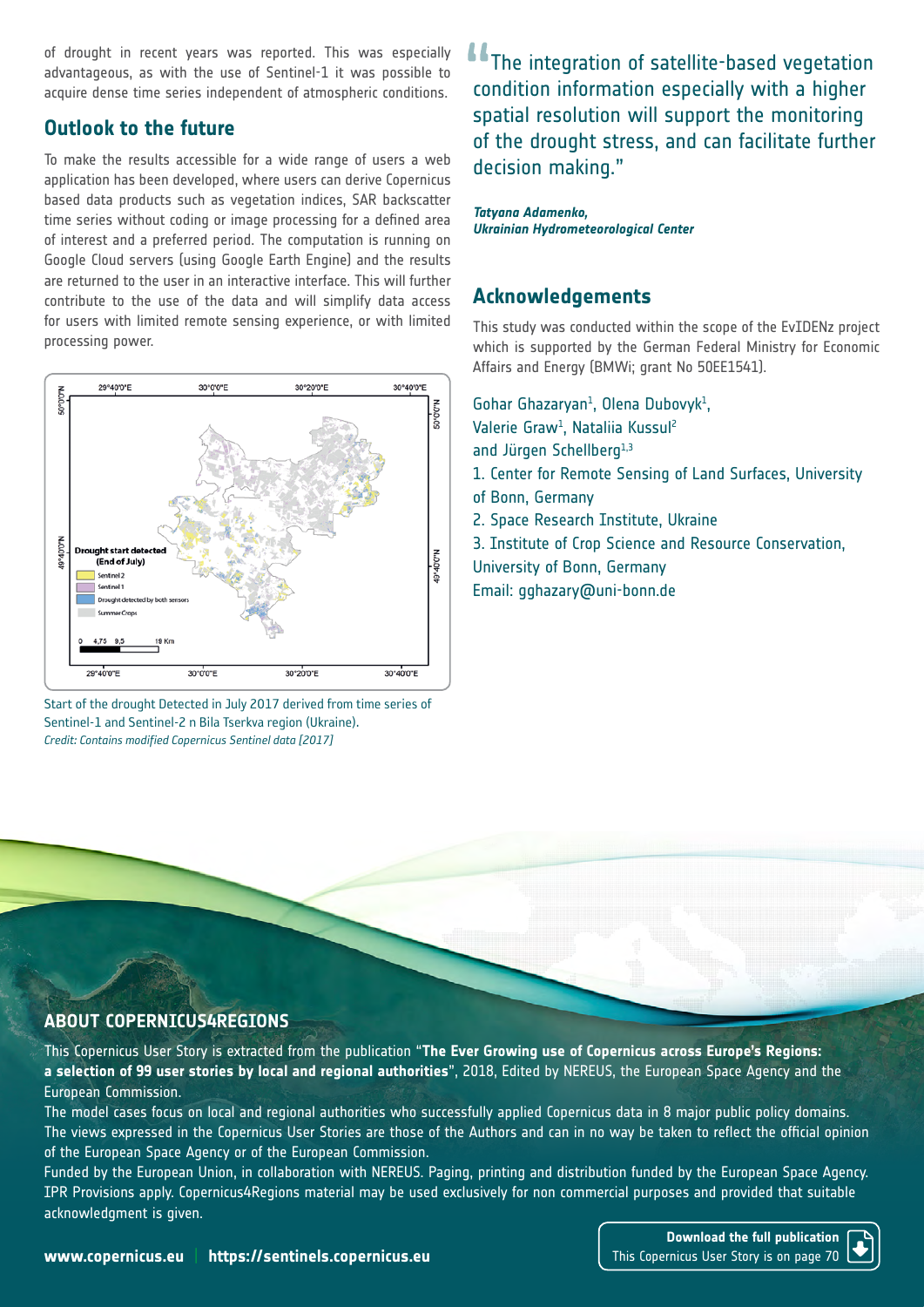of drought in recent years was reported. This was especially advantageous, as with the use of Sentinel-1 it was possible to acquire dense time series independent of atmospheric conditions.

## Outlook to the future

To make the results accessible for a wide range of users a web application has been developed, where users can derive Copernicus based data products such as vegetation indices, SAR backscatter time series without coding or image processing for a defined area of interest and a preferred period. The computation is running on Google Cloud servers (using Google Earth Engine) and the results are returned to the user in an interactive interface. This will further contribute to the use of the data and will simplify data access for users with limited remote sensing experience, or with limited processing power.

29°40'0"E
30°0'0"E
30°20'0"E
30°40'0"E
50°0'0"N
49°40'0"N

Drought start detected (End of July)
Sentinel 2
Sentinel 1
Drought detected by both sensors
Summer Crops

0 4,75 9,5 19 Km

Start of the drought Detected in July 2017 derived from time series of Sentinel-1 and Sentinel-2 n Bila Tserkva region (Ukraine).
*Credit: Contains modified Copernicus Sentinel data [2017]*

> "The integration of satellite-based vegetation condition information especially with a higher spatial resolution will support the monitoring of the drought stress, and can facilitate further decision making."

***Tatyana Adamenko,***
***Ukrainian Hydrometeorological Center***

## Acknowledgements

This study was conducted within the scope of the EvIDENz project which is supported by the German Federal Ministry for Economic Affairs and Energy (BMWi; grant No 50EE1541).

Gohar Ghazaryan[1], Olena Dubovyk[1], Valerie Graw[1], Nataliia Kussul[2] and Jürgen Schellberg[1,3]
1. Center for Remote Sensing of Land Surfaces, University of Bonn, Germany
2. Space Research Institute, Ukraine
3. Institute of Crop Science and Resource Conservation, University of Bonn, Germany
Email: gghazary@uni-bonn.de

## ABOUT COPERNICUS4REGIONS

This Copernicus User Story is extracted from the publication "**The Ever Growing use of Copernicus across Europe's Regions: a selection of 99 user stories by local and regional authorities**", 2018, Edited by NEREUS, the European Space Agency and the European Commission.
The model cases focus on local and regional authorities who successfully applied Copernicus data in 8 major public policy domains. The views expressed in the Copernicus User Stories are those of the Authors and can in no way be taken to reflect the official opinion of the European Space Agency or of the European Commission.
Funded by the European Union, in collaboration with NEREUS. Paging, printing and distribution funded by the European Space Agency. IPR Provisions apply. Copernicus4Regions material may be used exclusively for non commercial purposes and provided that suitable acknowledgment is given.

**www.copernicus.eu** | **https://sentinels.copernicus.eu**

**Download the full publication**
This Copernicus User Story is on page 70